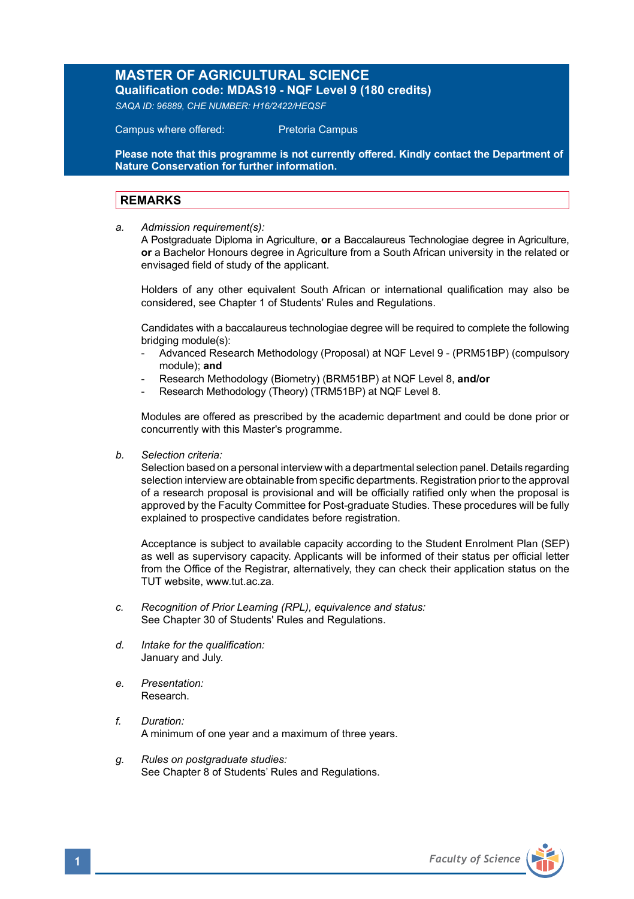# MASTER OF AGRICULTURAL SCIENCE

**Qualification code: MDAS19 - NQF Level 9 (180 credits)**

*SAQA ID: 96889, CHE NUMBER: H16/2422/HEQSF*

Campus where offered: Pretoria Campus

**Please note that this programme is not currently offered. Kindly contact the Department of Nature Conservation for further information.**

## REMARKS

a. *Admission requirement(s):*
A Postgraduate Diploma in Agriculture, **or** a Baccalaureus Technologiae degree in Agriculture, **or** a Bachelor Honours degree in Agriculture from a South African university in the related or envisaged field of study of the applicant.

Holders of any other equivalent South African or international qualification may also be considered, see Chapter 1 of Students' Rules and Regulations.

Candidates with a baccalaureus technologiae degree will be required to complete the following bridging module(s):
- Advanced Research Methodology (Proposal) at NQF Level 9 - (PRM51BP) (compulsory module); **and**
- Research Methodology (Biometry) (BRM51BP) at NQF Level 8, **and/or**
- Research Methodology (Theory) (TRM51BP) at NQF Level 8.

Modules are offered as prescribed by the academic department and could be done prior or concurrently with this Master's programme.

b. *Selection criteria:*
Selection based on a personal interview with a departmental selection panel. Details regarding selection interview are obtainable from specific departments. Registration prior to the approval of a research proposal is provisional and will be officially ratified only when the proposal is approved by the Faculty Committee for Post-graduate Studies. These procedures will be fully explained to prospective candidates before registration.

Acceptance is subject to available capacity according to the Student Enrolment Plan (SEP) as well as supervisory capacity. Applicants will be informed of their status per official letter from the Office of the Registrar, alternatively, they can check their application status on the TUT website, www.tut.ac.za.

c. *Recognition of Prior Learning (RPL), equivalence and status:*
See Chapter 30 of Students' Rules and Regulations.

d. *Intake for the qualification:*
January and July.

e. *Presentation:*
Research.

f. *Duration:*
A minimum of one year and a maximum of three years.

g. *Rules on postgraduate studies:*
See Chapter 8 of Students' Rules and Regulations.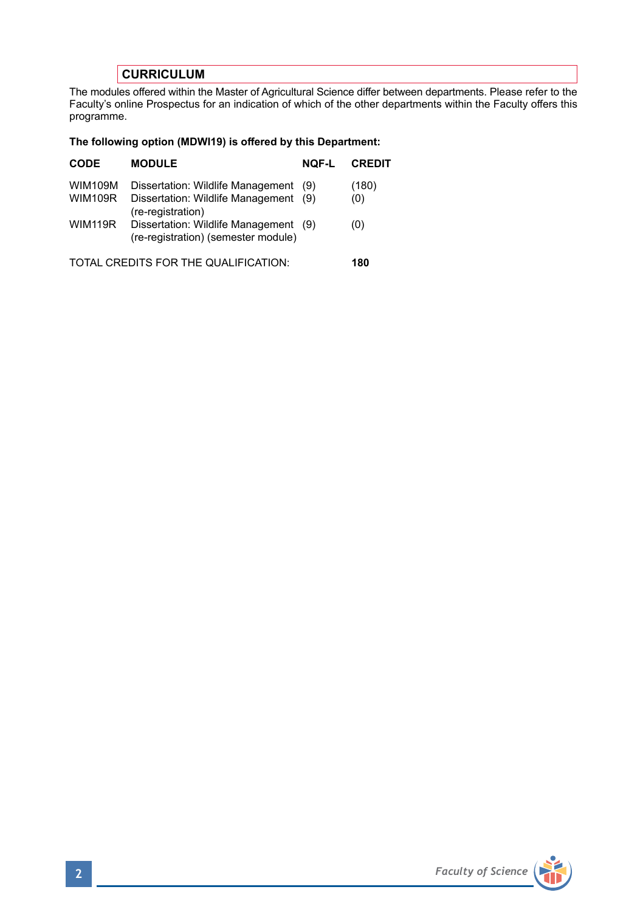## CURRICULUM

The modules offered within the Master of Agricultural Science differ between departments. Please refer to the Faculty's online Prospectus for an indication of which of the other departments within the Faculty offers this programme.

**The following option (MDWI19) is offered by this Department:**

| CODE | MODULE | NQF-L | CREDIT |
|---|---|---|---|
| WIM109M | Dissertation: Wildlife Management | (9) | (180) |
| WIM109R | Dissertation: Wildlife Management (re-registration) | (9) | (0) |
| WIM119R | Dissertation: Wildlife Management (re-registration) (semester module) | (9) | (0) |

TOTAL CREDITS FOR THE QUALIFICATION: **180**